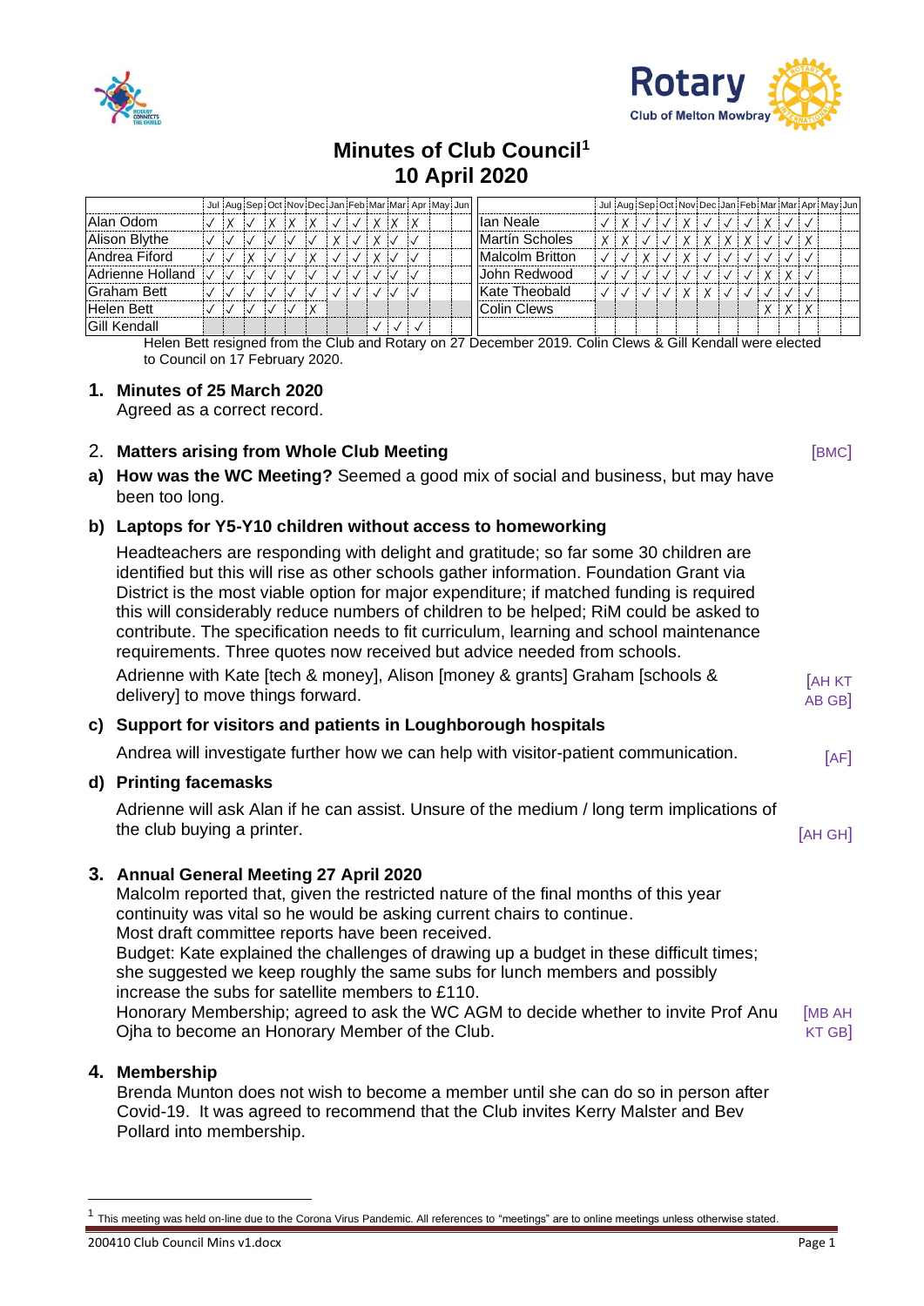# Minutes of Club Council[1]
# 10 April 2020

| | Jul | Aug | Sep | Oct | Nov | Dec | Jan | Feb | Mar | Mar | Apr | May | Jun |
|---|---|---|---|---|---|---|---|---|---|---|---|---|---|
| Alan Odom | ✓ | X | ✓ | X | X | X | ✓ | ✓ | X | X | X | | |
| Alison Blythe | ✓ | ✓ | ✓ | ✓ | ✓ | ✓ | X | ✓ | X | ✓ | ✓ | | |
| Andrea Fiford | ✓ | ✓ | X | ✓ | ✓ | X | ✓ | ✓ | X | ✓ | ✓ | | |
| Adrienne Holland | ✓ | ✓ | ✓ | ✓ | ✓ | ✓ | ✓ | ✓ | ✓ | ✓ | ✓ | | |
| Graham Bett | ✓ | ✓ | ✓ | ✓ | ✓ | ✓ | ✓ | ✓ | ✓ | ✓ | ✓ | | |
| Helen Bett | ✓ | ✓ | ✓ | ✓ | ✓ | X | | | | | | | |
| Gill Kendall | | | | | | | | | ✓ | ✓ | ✓ | | |

| | Jul | Aug | Sep | Oct | Nov | Dec | Jan | Feb | Mar | Mar | Apr | May | Jun |
|---|---|---|---|---|---|---|---|---|---|---|---|---|---|
| Ian Neale | ✓ | X | ✓ | ✓ | X | ✓ | ✓ | ✓ | X | ✓ | ✓ | | |
| Martín Scholes | X | X | ✓ | ✓ | X | X | X | X | ✓ | ✓ | X | | |
| Malcolm Britton | ✓ | ✓ | X | ✓ | X | ✓ | ✓ | ✓ | ✓ | ✓ | ✓ | | |
| John Redwood | ✓ | ✓ | ✓ | ✓ | ✓ | ✓ | ✓ | ✓ | X | X | ✓ | | |
| Kate Theobald | ✓ | ✓ | ✓ | ✓ | X | X | ✓ | ✓ | ✓ | ✓ | ✓ | | |
| Colin Clews | | | | | | | | | X | X | X | | |

Helen Bett resigned from the Club and Rotary on 27 December 2019. Colin Clews & Gill Kendall were elected to Council on 17 February 2020.

**1. Minutes of 25 March 2020**

Agreed as a correct record.

**2. Matters arising from Whole Club Meeting** [BMC]

**a) How was the WC Meeting?** Seemed a good mix of social and business, but may have been too long.

**b) Laptops for Y5-Y10 children without access to homeworking**

Headteachers are responding with delight and gratitude; so far some 30 children are identified but this will rise as other schools gather information. Foundation Grant via District is the most viable option for major expenditure; if matched funding is required this will considerably reduce numbers of children to be helped; RiM could be asked to contribute. The specification needs to fit curriculum, learning and school maintenance requirements. Three quotes now received but advice needed from schools.

Adrienne with Kate [tech & money], Alison [money & grants] Graham [schools & delivery] to move things forward. [AH KT AB GB]

**c) Support for visitors and patients in Loughborough hospitals**

Andrea will investigate further how we can help with visitor-patient communication. [AF]

**d) Printing facemasks**

Adrienne will ask Alan if he can assist. Unsure of the medium / long term implications of the club buying a printer. [AH GH]

**3. Annual General Meeting 27 April 2020**

Malcolm reported that, given the restricted nature of the final months of this year continuity was vital so he would be asking current chairs to continue.
Most draft committee reports have been received.
Budget: Kate explained the challenges of drawing up a budget in these difficult times; she suggested we keep roughly the same subs for lunch members and possibly increase the subs for satellite members to £110.
Honorary Membership; agreed to ask the WC AGM to decide whether to invite Prof Anu Ojha to become an Honorary Member of the Club. [MB AH KT GB]

**4. Membership**

Brenda Munton does not wish to become a member until she can do so in person after Covid-19. It was agreed to recommend that the Club invites Kerry Malster and Bev Pollard into membership.

---

[1] This meeting was held on-line due to the Corona Virus Pandemic. All references to "meetings" are to online meetings unless otherwise stated.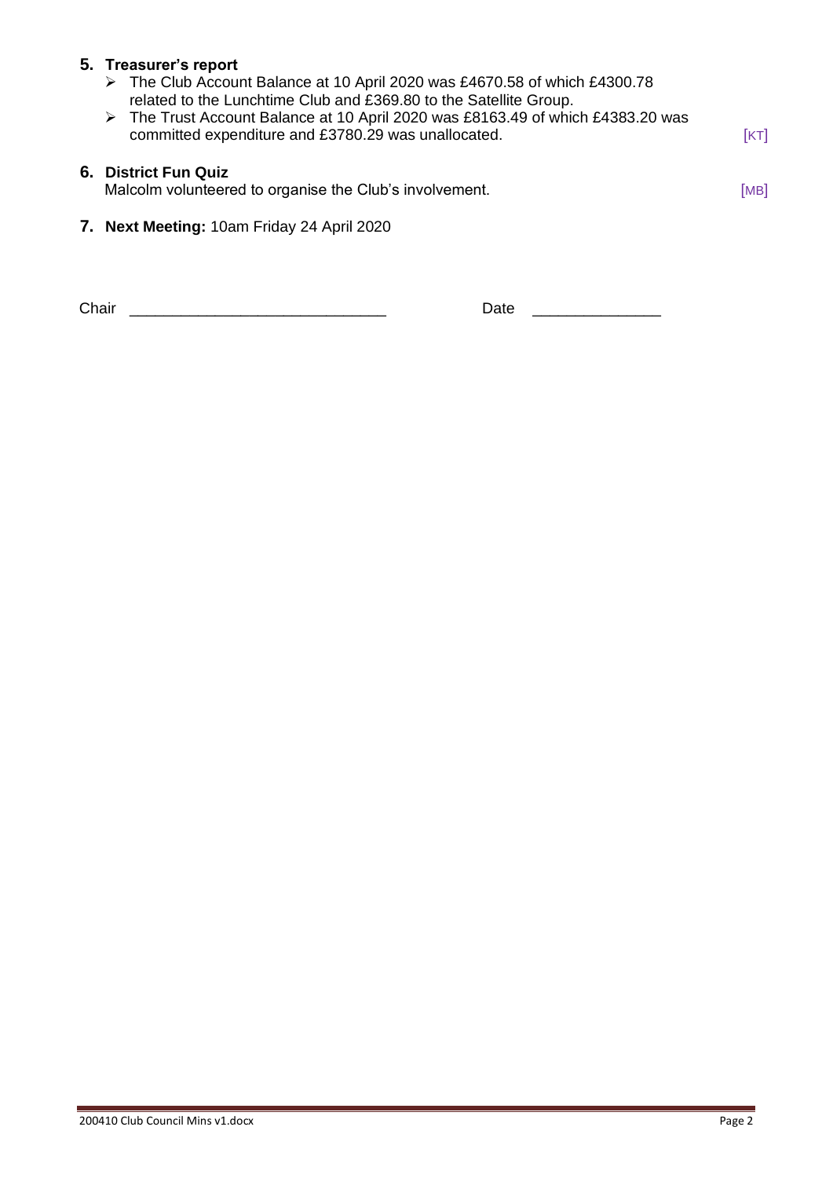## 5. Treasurer's report

- The Club Account Balance at 10 April 2020 was £4670.58 of which £4300.78 related to the Lunchtime Club and £369.80 to the Satellite Group.
- The Trust Account Balance at 10 April 2020 was £8163.49 of which £4383.20 was committed expenditure and £3780.29 was unallocated. [KT]

## 6. District Fun Quiz

Malcolm volunteered to organise the Club's involvement. [MB]

## 7. Next Meeting: 10am Friday 24 April 2020

Chair _____________________________ Date _______________